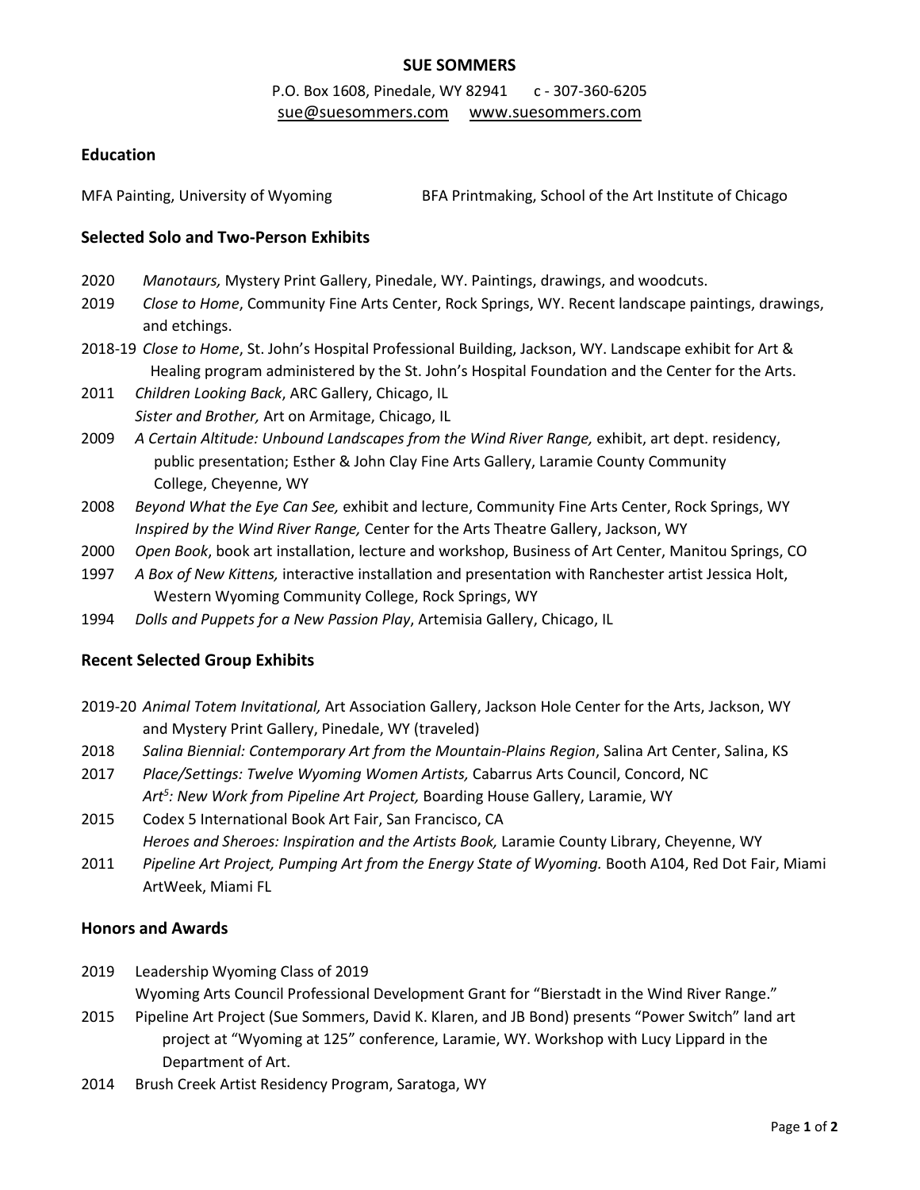# SUE SOMMERS

P.O. Box 1608, Pinedale, WY 82941   c - 307-360-6205
sue@suesommers.com   www.suesommers.com

## Education

MFA Painting, University of Wyoming

BFA Printmaking, School of the Art Institute of Chicago

## Selected Solo and Two-Person Exhibits

2020 *Manotaurs,* Mystery Print Gallery, Pinedale, WY. Paintings, drawings, and woodcuts.

2019 *Close to Home*, Community Fine Arts Center, Rock Springs, WY. Recent landscape paintings, drawings, and etchings.

2018-19 *Close to Home*, St. John's Hospital Professional Building, Jackson, WY. Landscape exhibit for Art & Healing program administered by the St. John's Hospital Foundation and the Center for the Arts.

2011 *Children Looking Back*, ARC Gallery, Chicago, IL
*Sister and Brother,* Art on Armitage, Chicago, IL

2009 *A Certain Altitude: Unbound Landscapes from the Wind River Range,* exhibit, art dept. residency, public presentation; Esther & John Clay Fine Arts Gallery, Laramie County Community College, Cheyenne, WY

2008 *Beyond What the Eye Can See,* exhibit and lecture, Community Fine Arts Center, Rock Springs, WY
*Inspired by the Wind River Range,* Center for the Arts Theatre Gallery, Jackson, WY

2000 *Open Book*, book art installation, lecture and workshop, Business of Art Center, Manitou Springs, CO

1997 *A Box of New Kittens,* interactive installation and presentation with Ranchester artist Jessica Holt, Western Wyoming Community College, Rock Springs, WY

1994 *Dolls and Puppets for a New Passion Play*, Artemisia Gallery, Chicago, IL

## Recent Selected Group Exhibits

2019-20 *Animal Totem Invitational,* Art Association Gallery, Jackson Hole Center for the Arts, Jackson, WY and Mystery Print Gallery, Pinedale, WY (traveled)

2018 *Salina Biennial: Contemporary Art from the Mountain-Plains Region*, Salina Art Center, Salina, KS

2017 *Place/Settings: Twelve Wyoming Women Artists,* Cabarrus Arts Council, Concord, NC
*Art$^5$: New Work from Pipeline Art Project,* Boarding House Gallery, Laramie, WY

2015 Codex 5 International Book Art Fair, San Francisco, CA
*Heroes and Sheroes: Inspiration and the Artists Book,* Laramie County Library, Cheyenne, WY

2011 *Pipeline Art Project, Pumping Art from the Energy State of Wyoming.* Booth A104, Red Dot Fair, Miami ArtWeek, Miami FL

## Honors and Awards

2019 Leadership Wyoming Class of 2019
Wyoming Arts Council Professional Development Grant for "Bierstadt in the Wind River Range."

2015 Pipeline Art Project (Sue Sommers, David K. Klaren, and JB Bond) presents "Power Switch" land art project at "Wyoming at 125" conference, Laramie, WY. Workshop with Lucy Lippard in the Department of Art.

2014 Brush Creek Artist Residency Program, Saratoga, WY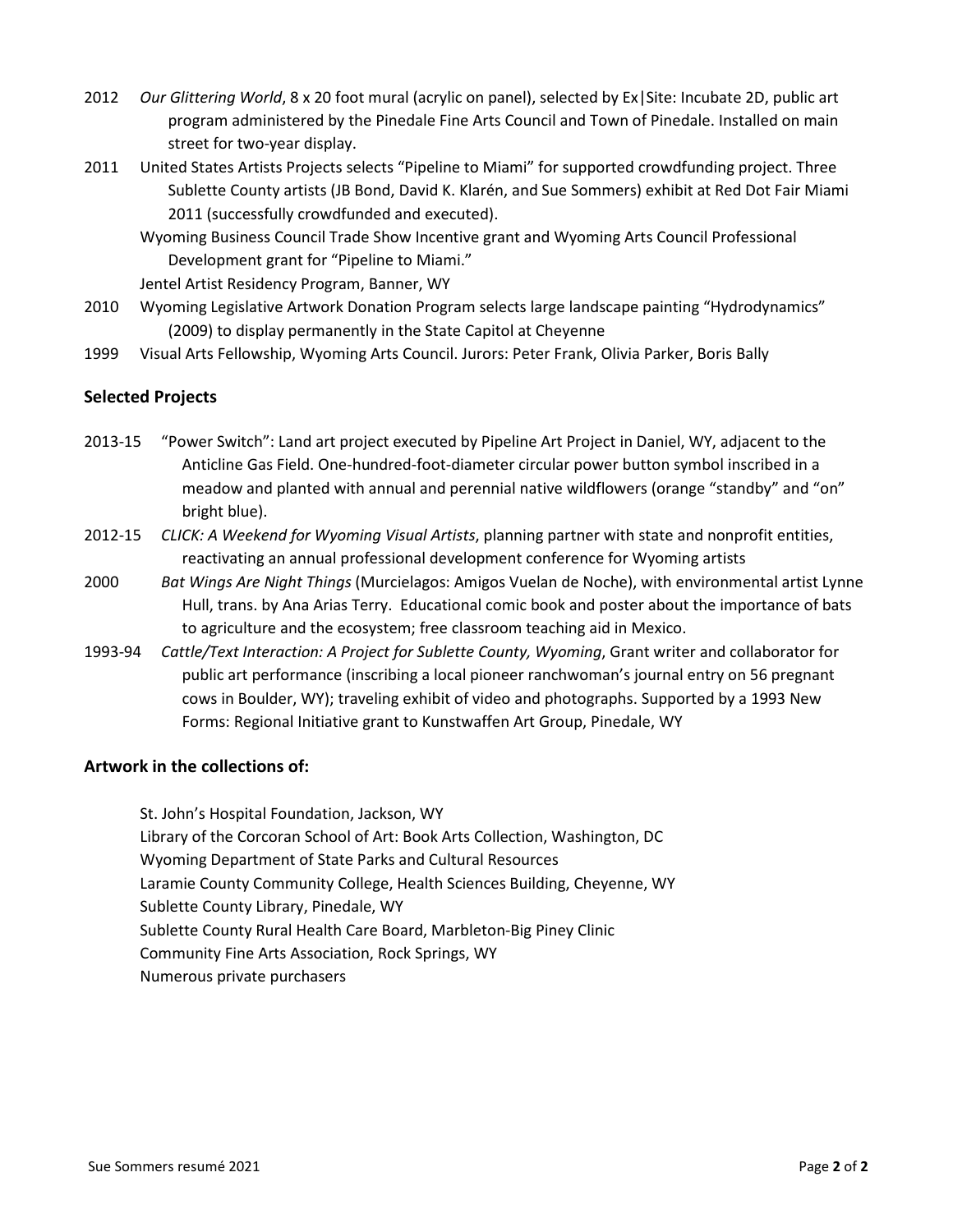2012 *Our Glittering World*, 8 x 20 foot mural (acrylic on panel), selected by Ex|Site: Incubate 2D, public art program administered by the Pinedale Fine Arts Council and Town of Pinedale. Installed on main street for two-year display.

2011 United States Artists Projects selects "Pipeline to Miami" for supported crowdfunding project. Three Sublette County artists (JB Bond, David K. Klarén, and Sue Sommers) exhibit at Red Dot Fair Miami 2011 (successfully crowdfunded and executed).

Wyoming Business Council Trade Show Incentive grant and Wyoming Arts Council Professional Development grant for "Pipeline to Miami."

Jentel Artist Residency Program, Banner, WY

2010 Wyoming Legislative Artwork Donation Program selects large landscape painting "Hydrodynamics" (2009) to display permanently in the State Capitol at Cheyenne

1999 Visual Arts Fellowship, Wyoming Arts Council. Jurors: Peter Frank, Olivia Parker, Boris Bally

### Selected Projects

2013-15 "Power Switch": Land art project executed by Pipeline Art Project in Daniel, WY, adjacent to the Anticline Gas Field. One-hundred-foot-diameter circular power button symbol inscribed in a meadow and planted with annual and perennial native wildflowers (orange "standby" and "on" bright blue).

2012-15 *CLICK: A Weekend for Wyoming Visual Artists*, planning partner with state and nonprofit entities, reactivating an annual professional development conference for Wyoming artists

2000 *Bat Wings Are Night Things* (Murcielagos: Amigos Vuelan de Noche), with environmental artist Lynne Hull, trans. by Ana Arias Terry. Educational comic book and poster about the importance of bats to agriculture and the ecosystem; free classroom teaching aid in Mexico.

1993-94 *Cattle/Text Interaction: A Project for Sublette County, Wyoming*, Grant writer and collaborator for public art performance (inscribing a local pioneer ranchwoman's journal entry on 56 pregnant cows in Boulder, WY); traveling exhibit of video and photographs. Supported by a 1993 New Forms: Regional Initiative grant to Kunstwaffen Art Group, Pinedale, WY

### Artwork in the collections of:

St. John's Hospital Foundation, Jackson, WY
Library of the Corcoran School of Art: Book Arts Collection, Washington, DC
Wyoming Department of State Parks and Cultural Resources
Laramie County Community College, Health Sciences Building, Cheyenne, WY
Sublette County Library, Pinedale, WY
Sublette County Rural Health Care Board, Marbleton-Big Piney Clinic
Community Fine Arts Association, Rock Springs, WY
Numerous private purchasers